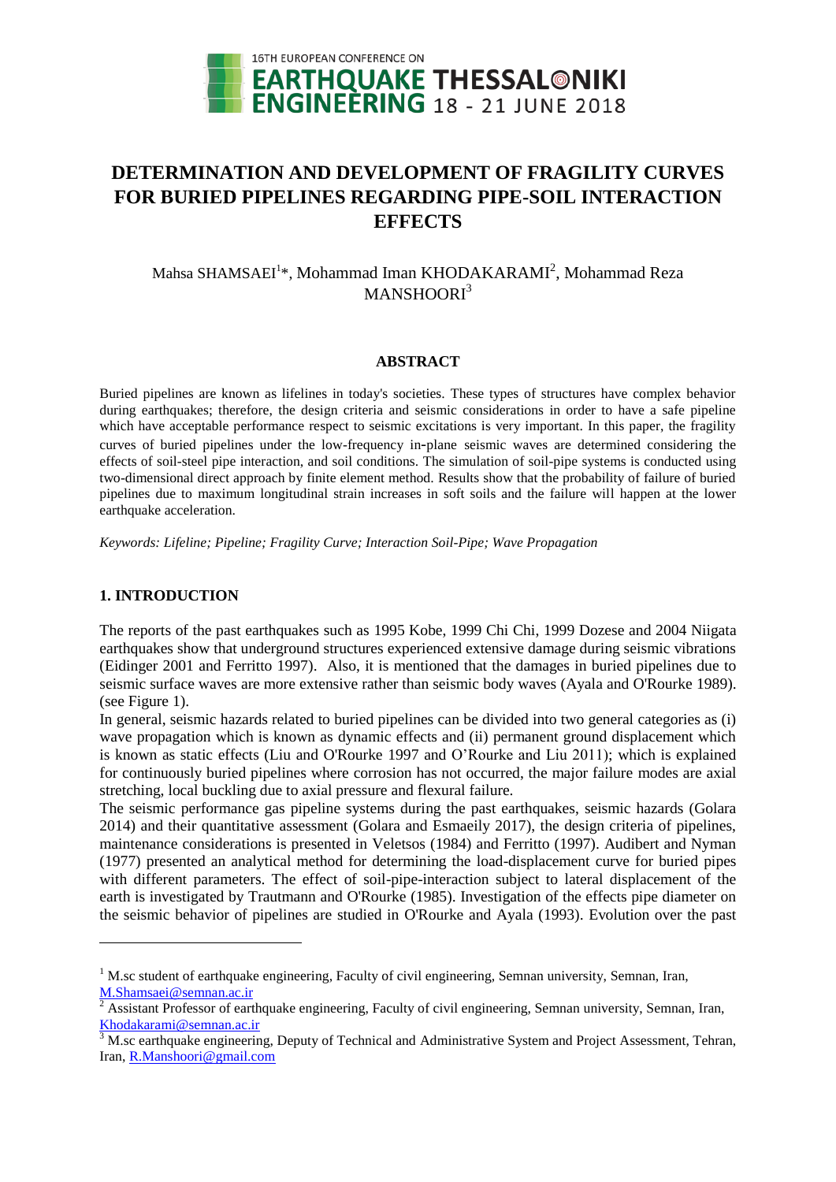# DETERMINATION AND DEVELOPMENT OF FRAGILITY CURVES FOR BURIED PIPELINES REGARDING PIPE-SOIL INTERACTION EFFECTS

Mahsa SHAMSAEI[1]*, Mohammad Iman KHODAKARAMI[2], Mohammad Reza MANSHOORI[3]

## ABSTRACT

Buried pipelines are known as lifelines in today's societies. These types of structures have complex behavior during earthquakes; therefore, the design criteria and seismic considerations in order to have a safe pipeline which have acceptable performance respect to seismic excitations is very important. In this paper, the fragility curves of buried pipelines under the low-frequency in-plane seismic waves are determined considering the effects of soil-steel pipe interaction, and soil conditions. The simulation of soil-pipe systems is conducted using two-dimensional direct approach by finite element method. Results show that the probability of failure of buried pipelines due to maximum longitudinal strain increases in soft soils and the failure will happen at the lower earthquake acceleration.

*Keywords: Lifeline; Pipeline; Fragility Curve; Interaction Soil-Pipe; Wave Propagation*

## 1. INTRODUCTION

The reports of the past earthquakes such as 1995 Kobe, 1999 Chi Chi, 1999 Dozese and 2004 Niigata earthquakes show that underground structures experienced extensive damage during seismic vibrations (Eidinger 2001 and Ferritto 1997). Also, it is mentioned that the damages in buried pipelines due to seismic surface waves are more extensive rather than seismic body waves (Ayala and O'Rourke 1989). (see Figure 1).

In general, seismic hazards related to buried pipelines can be divided into two general categories as (i) wave propagation which is known as dynamic effects and (ii) permanent ground displacement which is known as static effects (Liu and O'Rourke 1997 and O'Rourke and Liu 2011); which is explained for continuously buried pipelines where corrosion has not occurred, the major failure modes are axial stretching, local buckling due to axial pressure and flexural failure.

The seismic performance gas pipeline systems during the past earthquakes, seismic hazards (Golara 2014) and their quantitative assessment (Golara and Esmaeily 2017), the design criteria of pipelines, maintenance considerations is presented in Veletsos (1984) and Ferritto (1997). Audibert and Nyman (1977) presented an analytical method for determining the load-displacement curve for buried pipes with different parameters. The effect of soil-pipe-interaction subject to lateral displacement of the earth is investigated by Trautmann and O'Rourke (1985). Investigation of the effects pipe diameter on the seismic behavior of pipelines are studied in O'Rourke and Ayala (1993). Evolution over the past

---

[1] M.sc student of earthquake engineering, Faculty of civil engineering, Semnan university, Semnan, Iran, M.Shamsaei@semnan.ac.ir

[2] Assistant Professor of earthquake engineering, Faculty of civil engineering, Semnan university, Semnan, Iran, Khodakarami@semnan.ac.ir

[3] M.sc earthquake engineering, Deputy of Technical and Administrative System and Project Assessment, Tehran, Iran, R.Manshoori@gmail.com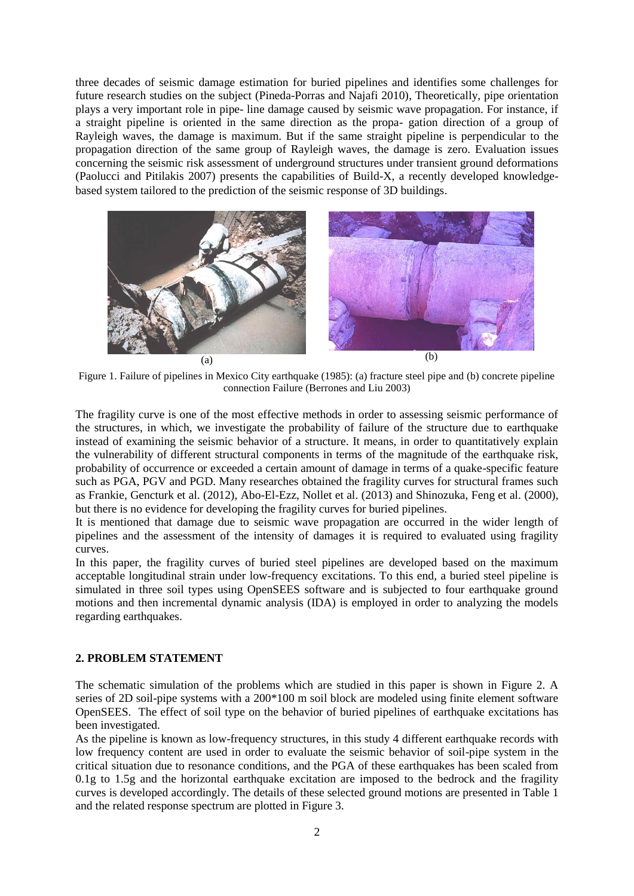three decades of seismic damage estimation for buried pipelines and identifies some challenges for future research studies on the subject (Pineda-Porras and Najafi 2010), Theoretically, pipe orientation plays a very important role in pipe- line damage caused by seismic wave propagation. For instance, if a straight pipeline is oriented in the same direction as the propa- gation direction of a group of Rayleigh waves, the damage is maximum. But if the same straight pipeline is perpendicular to the propagation direction of the same group of Rayleigh waves, the damage is zero. Evaluation issues concerning the seismic risk assessment of underground structures under transient ground deformations (Paolucci and Pitilakis 2007) presents the capabilities of Build-X, a recently developed knowledge-based system tailored to the prediction of the seismic response of 3D buildings.

(a) (b)

Figure 1. Failure of pipelines in Mexico City earthquake (1985): (a) fracture steel pipe and (b) concrete pipeline connection Failure (Berrones and Liu 2003)

The fragility curve is one of the most effective methods in order to assessing seismic performance of the structures, in which, we investigate the probability of failure of the structure due to earthquake instead of examining the seismic behavior of a structure. It means, in order to quantitatively explain the vulnerability of different structural components in terms of the magnitude of the earthquake risk, probability of occurrence or exceeded a certain amount of damage in terms of a quake-specific feature such as PGA, PGV and PGD. Many researches obtained the fragility curves for structural frames such as Frankie, Gencturk et al. (2012), Abo-El-Ezz, Nollet et al. (2013) and Shinozuka, Feng et al. (2000), but there is no evidence for developing the fragility curves for buried pipelines.

It is mentioned that damage due to seismic wave propagation are occurred in the wider length of pipelines and the assessment of the intensity of damages it is required to evaluated using fragility curves.

In this paper, the fragility curves of buried steel pipelines are developed based on the maximum acceptable longitudinal strain under low-frequency excitations. To this end, a buried steel pipeline is simulated in three soil types using OpenSEES software and is subjected to four earthquake ground motions and then incremental dynamic analysis (IDA) is employed in order to analyzing the models regarding earthquakes.

## 2. PROBLEM STATEMENT

The schematic simulation of the problems which are studied in this paper is shown in Figure 2. A series of 2D soil-pipe systems with a 200*100 m soil block are modeled using finite element software OpenSEES. The effect of soil type on the behavior of buried pipelines of earthquake excitations has been investigated.

As the pipeline is known as low-frequency structures, in this study 4 different earthquake records with low frequency content are used in order to evaluate the seismic behavior of soil-pipe system in the critical situation due to resonance conditions, and the PGA of these earthquakes has been scaled from 0.1g to 1.5g and the horizontal earthquake excitation are imposed to the bedrock and the fragility curves is developed accordingly. The details of these selected ground motions are presented in Table 1 and the related response spectrum are plotted in Figure 3.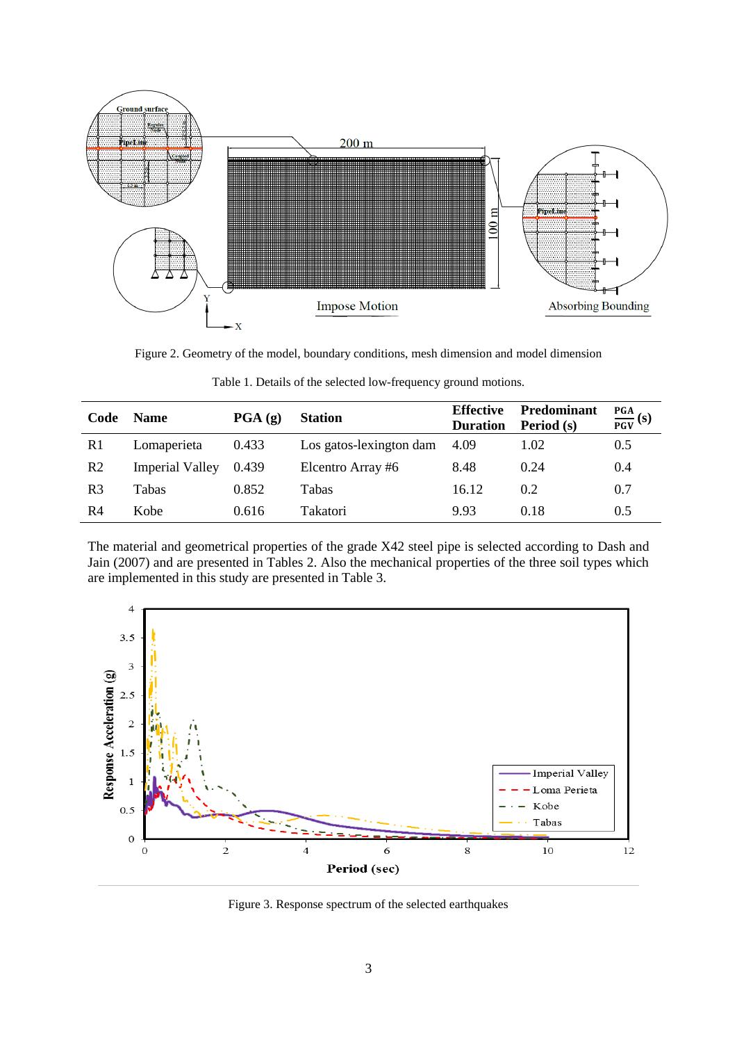Figure 2. Geometry of the model, boundary conditions, mesh dimension and model dimension

Table 1. Details of the selected low-frequency ground motions.

| Code | Name | PGA (g) | Station | Effective Duration | Predominant Period (s) | $\frac{PGA}{PGV}$ (s) |
|---|---|---|---|---|---|---|
| R1 | Lomaperieta | 0.433 | Los gatos-lexington dam | 4.09 | 1.02 | 0.5 |
| R2 | Imperial Valley | 0.439 | Elcentro Array #6 | 8.48 | 0.24 | 0.4 |
| R3 | Tabas | 0.852 | Tabas | 16.12 | 0.2 | 0.7 |
| R4 | Kobe | 0.616 | Takatori | 9.93 | 0.18 | 0.5 |

The material and geometrical properties of the grade X42 steel pipe is selected according to Dash and Jain (2007) and are presented in Tables 2. Also the mechanical properties of the three soil types which are implemented in this study are presented in Table 3.

Figure 3. Response spectrum of the selected earthquakes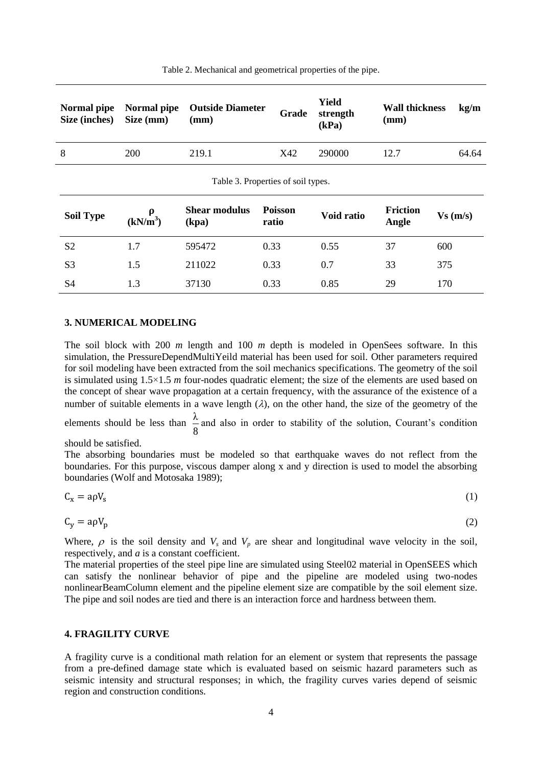Table 2. Mechanical and geometrical properties of the pipe.

| Normal pipe Size (inches) | Normal pipe Size (mm) | Outside Diameter (mm) | Grade | Yield strength (kPa) | Wall thickness (mm) | kg/m |
|---|---|---|---|---|---|---|
| 8 | 200 | 219.1 | X42 | 290000 | 12.7 | 64.64 |

Table 3. Properties of soil types.

| Soil Type | ρ (kN/m³) | Shear modulus (kpa) | Poisson ratio | Void ratio | Friction Angle | Vs (m/s) |
|---|---|---|---|---|---|---|
| S2 | 1.7 | 595472 | 0.33 | 0.55 | 37 | 600 |
| S3 | 1.5 | 211022 | 0.33 | 0.7 | 33 | 375 |
| S4 | 1.3 | 37130 | 0.33 | 0.85 | 29 | 170 |

## 3. NUMERICAL MODELING

The soil block with 200 *m* length and 100 *m* depth is modeled in OpenSees software. In this simulation, the PressureDependMultiYeild material has been used for soil. Other parameters required for soil modeling have been extracted from the soil mechanics specifications. The geometry of the soil is simulated using 1.5×1.5 *m* four-nodes quadratic element; the size of the elements are used based on the concept of shear wave propagation at a certain frequency, with the assurance of the existence of a number of suitable elements in a wave length ($\lambda$), on the other hand, the size of the geometry of the elements should be less than $\frac{\lambda}{8}$ and also in order to stability of the solution, Courant's condition should be satisfied.

The absorbing boundaries must be modeled so that earthquake waves do not reflect from the boundaries. For this purpose, viscous damper along x and y direction is used to model the absorbing boundaries (Wolf and Motosaka 1989);

$$C_x = a\rho V_s \tag{1}$$

$$C_y = a\rho V_p \tag{2}$$

Where, $\rho$ is the soil density and $V_s$ and $V_p$ are shear and longitudinal wave velocity in the soil, respectively, and *a* is a constant coefficient.

The material properties of the steel pipe line are simulated using Steel02 material in OpenSEES which can satisfy the nonlinear behavior of pipe and the pipeline are modeled using two-nodes nonlinearBeamColumn element and the pipeline element size are compatible by the soil element size. The pipe and soil nodes are tied and there is an interaction force and hardness between them.

## 4. FRAGILITY CURVE

A fragility curve is a conditional math relation for an element or system that represents the passage from a pre-defined damage state which is evaluated based on seismic hazard parameters such as seismic intensity and structural responses; in which, the fragility curves varies depend of seismic region and construction conditions.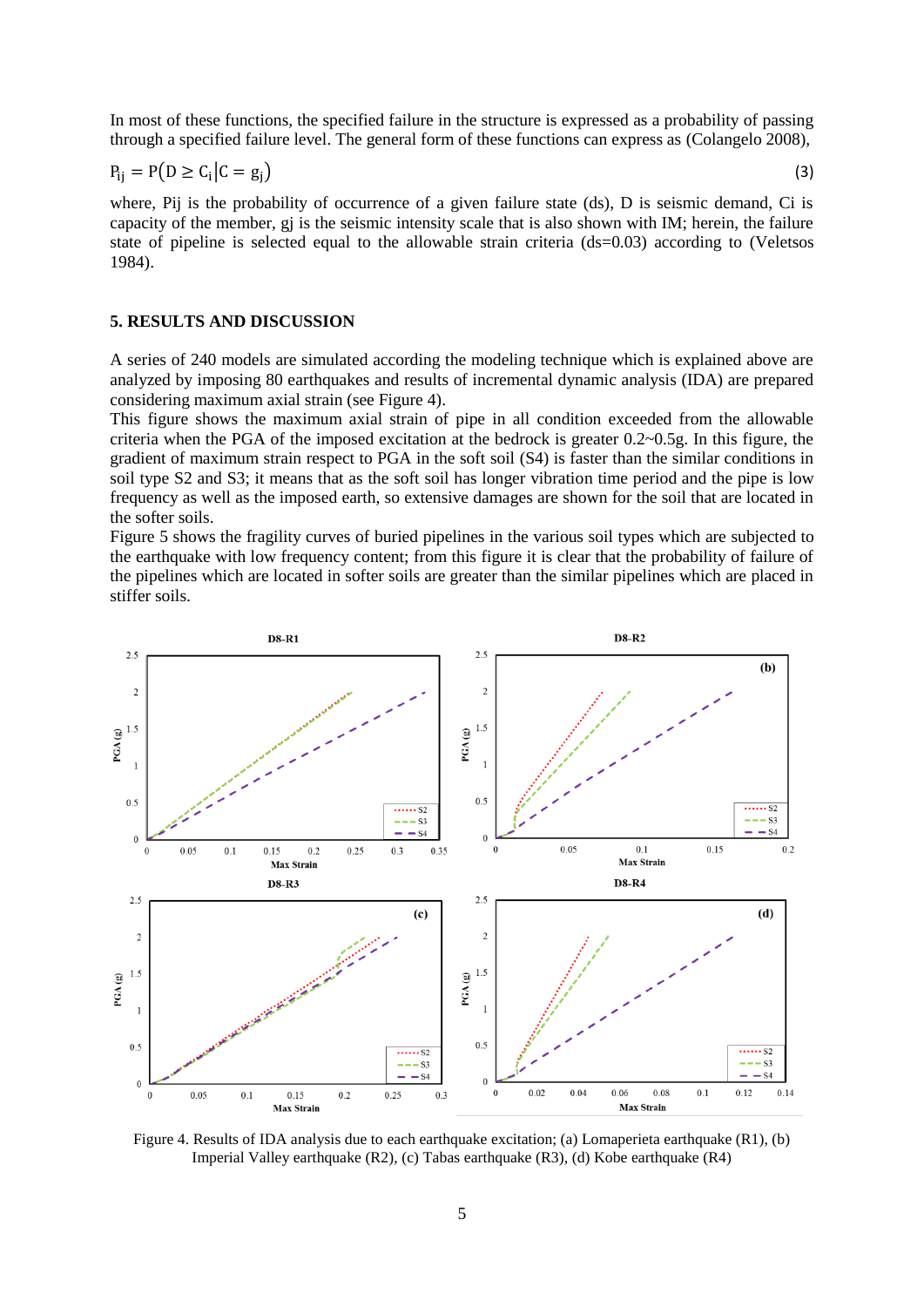In most of these functions, the specified failure in the structure is expressed as a probability of passing through a specified failure level. The general form of these functions can express as (Colangelo 2008),

$$P_{ij} = P(D \geq C_i | C = g_j) \tag{3}$$

where, Pij is the probability of occurrence of a given failure state (ds), D is seismic demand, Ci is capacity of the member, gj is the seismic intensity scale that is also shown with IM; herein, the failure state of pipeline is selected equal to the allowable strain criteria (ds=0.03) according to (Veletsos 1984).

## 5. RESULTS AND DISCUSSION

A series of 240 models are simulated according the modeling technique which is explained above are analyzed by imposing 80 earthquakes and results of incremental dynamic analysis (IDA) are prepared considering maximum axial strain (see Figure 4).

This figure shows the maximum axial strain of pipe in all condition exceeded from the allowable criteria when the PGA of the imposed excitation at the bedrock is greater 0.2~0.5g. In this figure, the gradient of maximum strain respect to PGA in the soft soil (S4) is faster than the similar conditions in soil type S2 and S3; it means that as the soft soil has longer vibration time period and the pipe is low frequency as well as the imposed earth, so extensive damages are shown for the soil that are located in the softer soils.

Figure 5 shows the fragility curves of buried pipelines in the various soil types which are subjected to the earthquake with low frequency content; from this figure it is clear that the probability of failure of the pipelines which are located in softer soils are greater than the similar pipelines which are placed in stiffer soils.

Figure 4. Results of IDA analysis due to each earthquake excitation; (a) Lomaperieta earthquake (R1), (b) Imperial Valley earthquake (R2), (c) Tabas earthquake (R3), (d) Kobe earthquake (R4)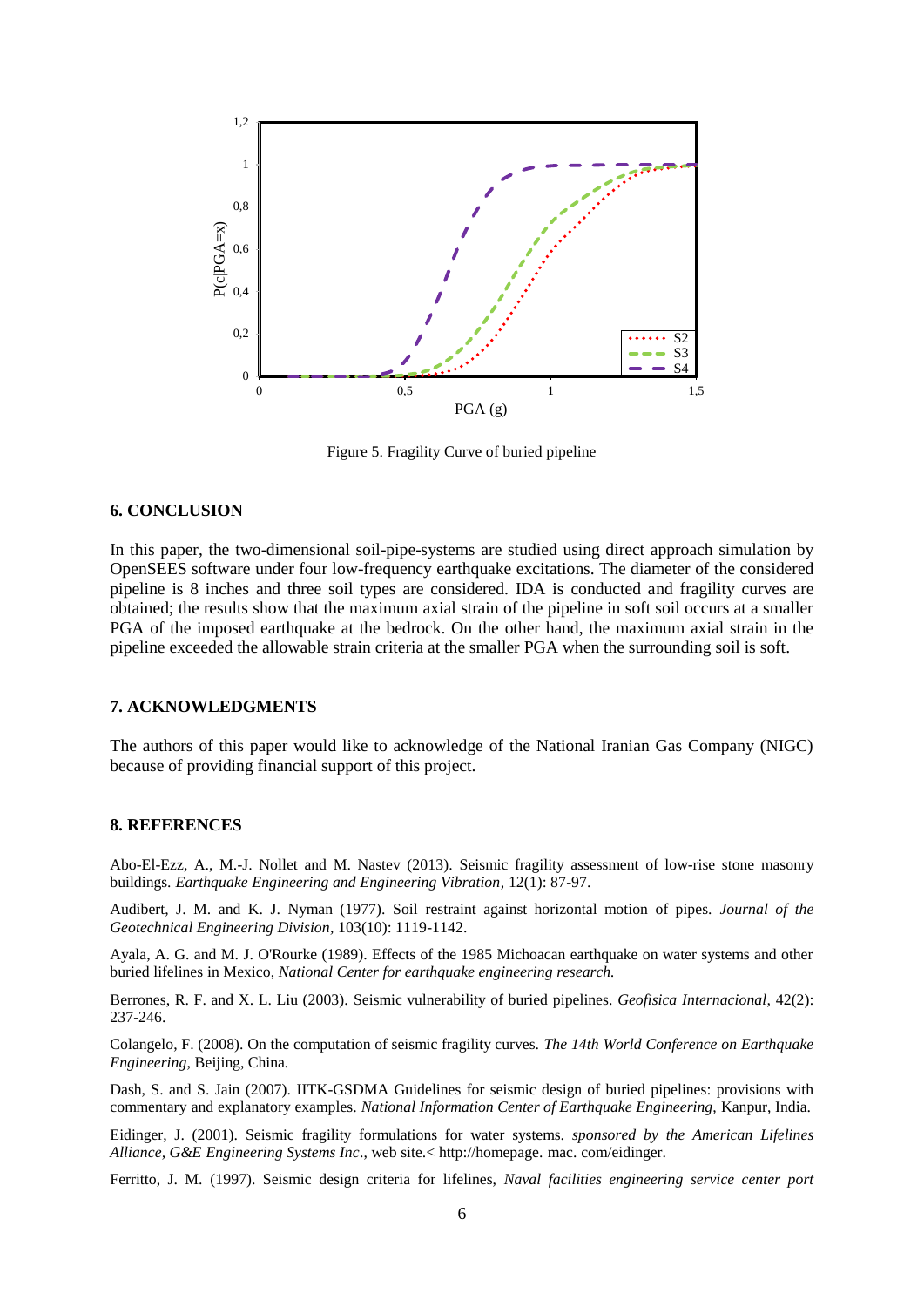Figure 5. Fragility Curve of buried pipeline

## 6. CONCLUSION

In this paper, the two-dimensional soil-pipe-systems are studied using direct approach simulation by OpenSEES software under four low-frequency earthquake excitations. The diameter of the considered pipeline is 8 inches and three soil types are considered. IDA is conducted and fragility curves are obtained; the results show that the maximum axial strain of the pipeline in soft soil occurs at a smaller PGA of the imposed earthquake at the bedrock. On the other hand, the maximum axial strain in the pipeline exceeded the allowable strain criteria at the smaller PGA when the surrounding soil is soft.

## 7. ACKNOWLEDGMENTS

The authors of this paper would like to acknowledge of the National Iranian Gas Company (NIGC) because of providing financial support of this project.

## 8. REFERENCES

Abo-El-Ezz, A., M.-J. Nollet and M. Nastev (2013). Seismic fragility assessment of low-rise stone masonry buildings. *Earthquake Engineering and Engineering Vibration,* 12(1): 87-97.

Audibert, J. M. and K. J. Nyman (1977). Soil restraint against horizontal motion of pipes. *Journal of the Geotechnical Engineering Division,* 103(10): 1119-1142.

Ayala, A. G. and M. J. O'Rourke (1989). Effects of the 1985 Michoacan earthquake on water systems and other buried lifelines in Mexico, *National Center for earthquake engineering research.*

Berrones, R. F. and X. L. Liu (2003). Seismic vulnerability of buried pipelines. *Geofisica Internacional,* 42(2): 237-246.

Colangelo, F. (2008). On the computation of seismic fragility curves. *The 14th World Conference on Earthquake Engineering,* Beijing, China.

Dash, S. and S. Jain (2007). IITK-GSDMA Guidelines for seismic design of buried pipelines: provisions with commentary and explanatory examples. *National Information Center of Earthquake Engineering,* Kanpur, India.

Eidinger, J. (2001). Seismic fragility formulations for water systems. *sponsored by the American Lifelines Alliance, G&E Engineering Systems Inc*., web site.< http://homepage. mac. com/eidinger.

Ferritto, J. M. (1997). Seismic design criteria for lifelines, *Naval facilities engineering service center port*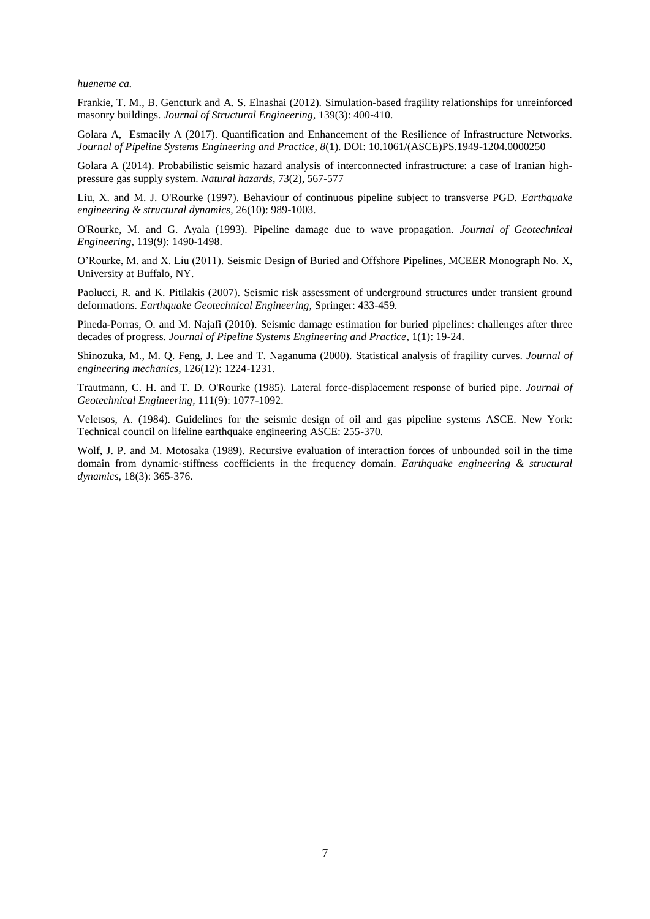*hueneme ca.*

Frankie, T. M., B. Gencturk and A. S. Elnashai (2012). Simulation-based fragility relationships for unreinforced masonry buildings. *Journal of Structural Engineering,* 139(3): 400-410.

Golara A, Esmaeily A (2017). Quantification and Enhancement of the Resilience of Infrastructure Networks. *Journal of Pipeline Systems Engineering and Practice*, *8*(1). DOI: 10.1061/(ASCE)PS.1949-1204.0000250

Golara A (2014). Probabilistic seismic hazard analysis of interconnected infrastructure: a case of Iranian high-pressure gas supply system. *Natural hazards*, 73(2), 567-577

Liu, X. and M. J. O'Rourke (1997). Behaviour of continuous pipeline subject to transverse PGD. *Earthquake engineering & structural dynamics,* 26(10): 989-1003.

O'Rourke, M. and G. Ayala (1993). Pipeline damage due to wave propagation. *Journal of Geotechnical Engineering,* 119(9): 1490-1498.

O'Rourke, M. and X. Liu (2011). Seismic Design of Buried and Offshore Pipelines, MCEER Monograph No. X, University at Buffalo, NY.

Paolucci, R. and K. Pitilakis (2007). Seismic risk assessment of underground structures under transient ground deformations. *Earthquake Geotechnical Engineering,* Springer: 433-459.

Pineda-Porras, O. and M. Najafi (2010). Seismic damage estimation for buried pipelines: challenges after three decades of progress. *Journal of Pipeline Systems Engineering and Practice,* 1(1): 19-24.

Shinozuka, M., M. Q. Feng, J. Lee and T. Naganuma (2000). Statistical analysis of fragility curves. *Journal of engineering mechanics,* 126(12): 1224-1231.

Trautmann, C. H. and T. D. O'Rourke (1985). Lateral force-displacement response of buried pipe. *Journal of Geotechnical Engineering,* 111(9): 1077-1092.

Veletsos, A. (1984). Guidelines for the seismic design of oil and gas pipeline systems ASCE. New York: Technical council on lifeline earthquake engineering ASCE: 255-370.

Wolf, J. P. and M. Motosaka (1989). Recursive evaluation of interaction forces of unbounded soil in the time domain from dynamic-stiffness coefficients in the frequency domain. *Earthquake engineering & structural dynamics,* 18(3): 365-376.